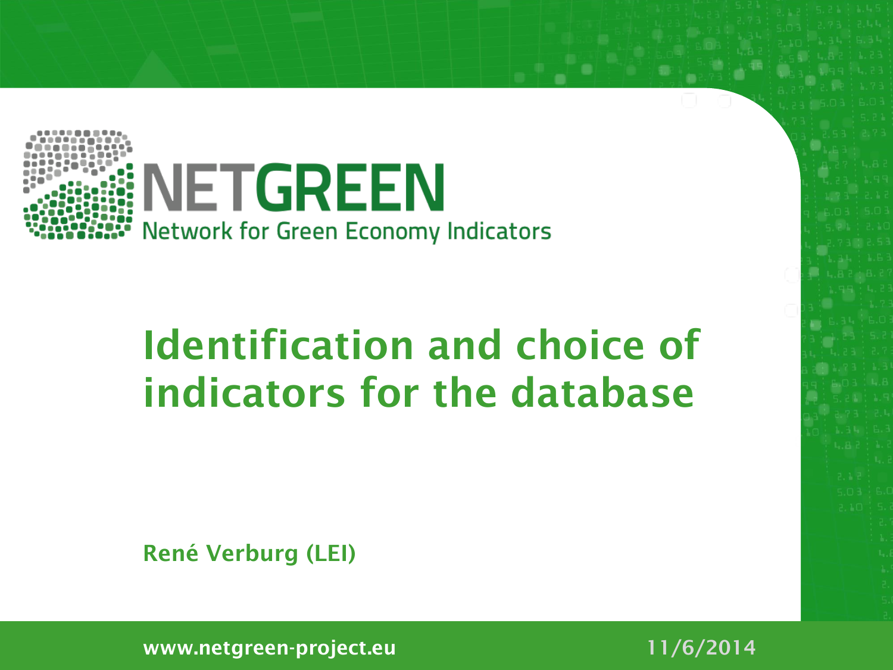NETGREEN

Network for Green Economy Indicators

# Identification and choice of indicators for the database

**René Verburg (LEI)**

www.netgreen-project.eu

11/6/2014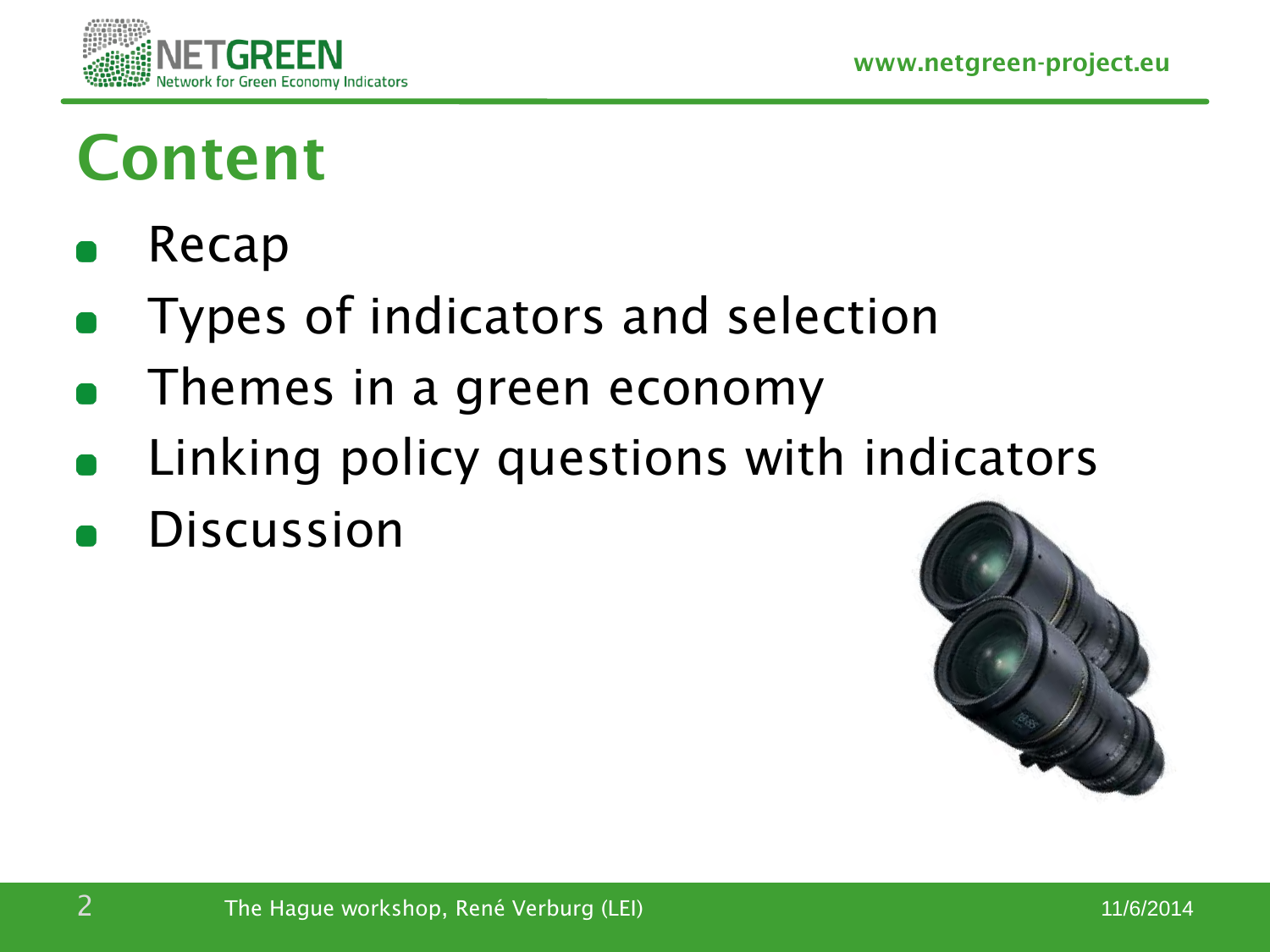# Content

- Recap
- Types of indicators and selection
- Themes in a green economy
- Linking policy questions with indicators
- Discussion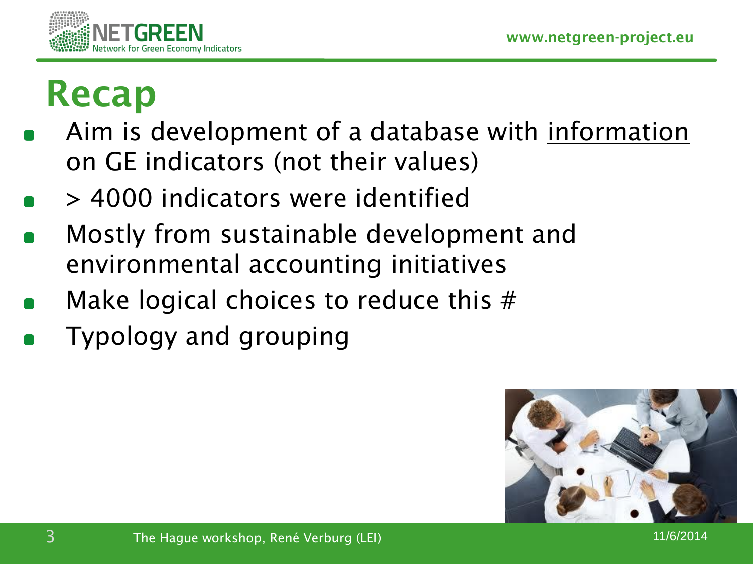# Recap

- Aim is development of a database with information on GE indicators (not their values)
- > 4000 indicators were identified
- Mostly from sustainable development and environmental accounting initiatives
- Make logical choices to reduce this #
- Typology and grouping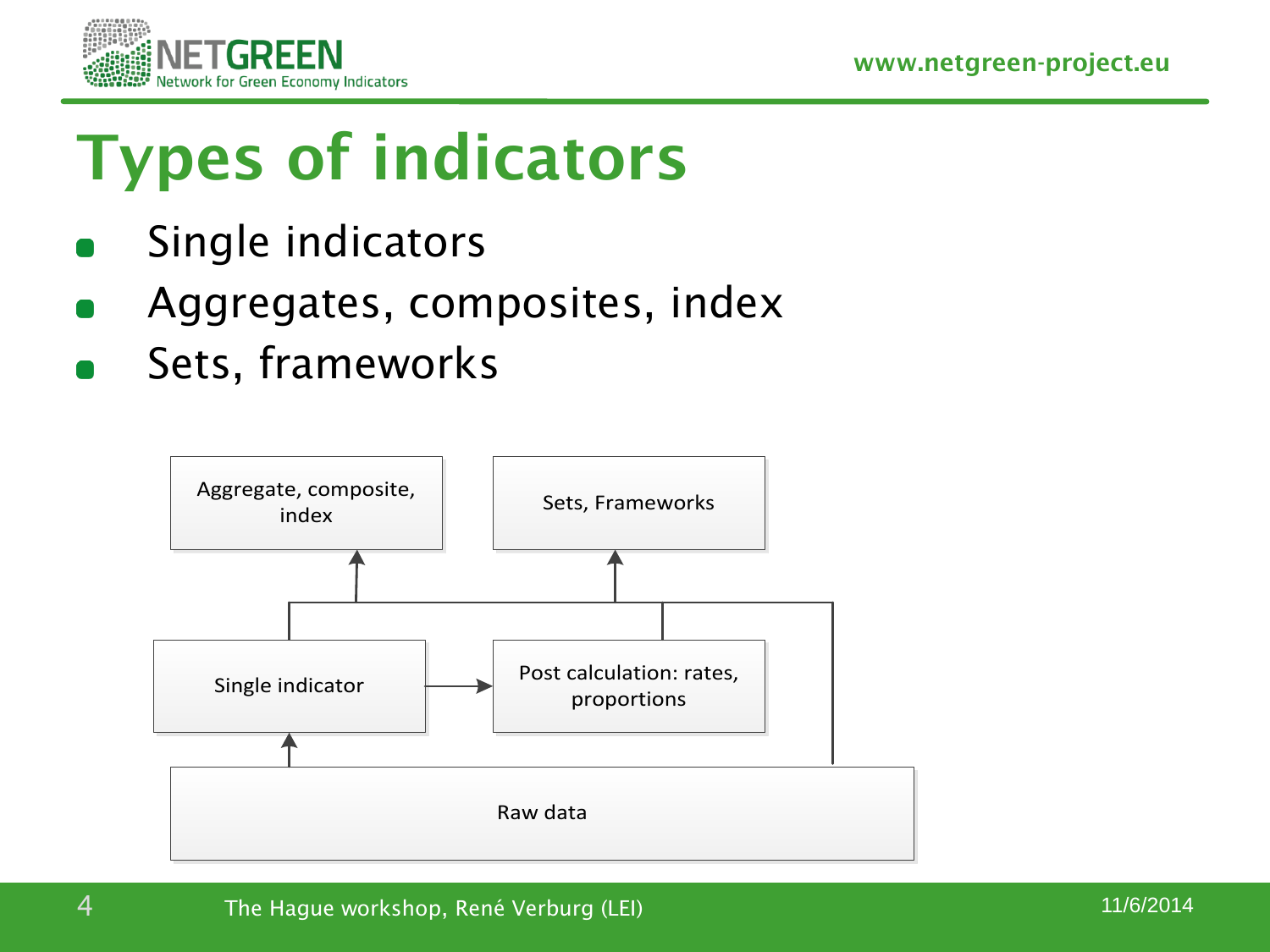# Types of indicators

- Single indicators
- Aggregates, composites, index
- Sets, frameworks

Aggregate, composite, index

Sets, Frameworks

Single indicator

Post calculation: rates, proportions

Raw data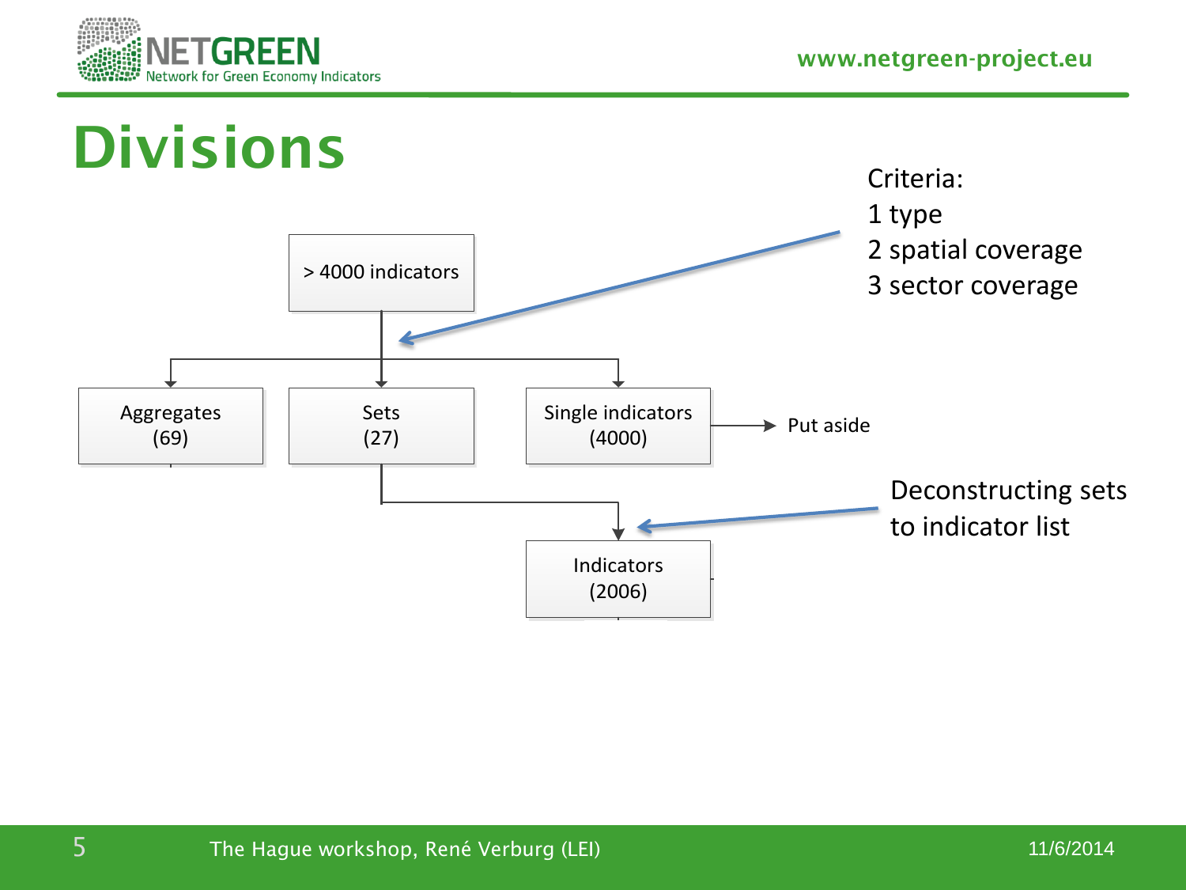# Divisions

Criteria:

1 type

2 spatial coverage

3 sector coverage

> 4000 indicators

- Aggregates (69)
- Sets (27)
- Single indicators (4000) → Put aside

Sets (27) → Indicators (2006)

Deconstructing sets to indicator list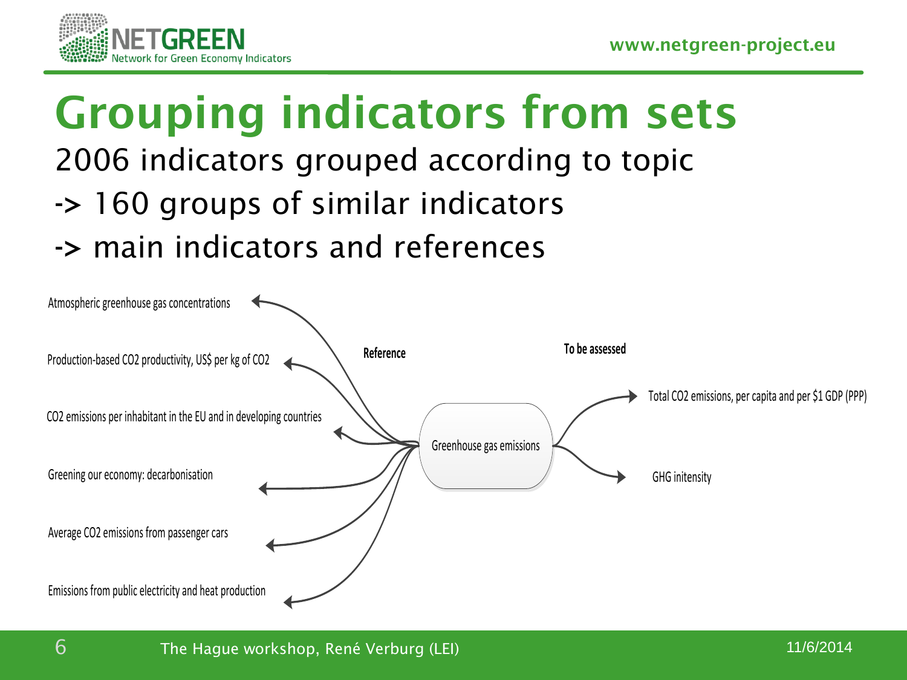# Grouping indicators from sets

2006 indicators grouped according to topic

-> 160 groups of similar indicators

-> main indicators and references

**Reference**

- Atmospheric greenhouse gas concentrations
- Production-based CO2 productivity, US$ per kg of CO2
- CO2 emissions per inhabitant in the EU and in developing countries
- Greening our economy: decarbonisation
- Average CO2 emissions from passenger cars
- Emissions from public electricity and heat production

Greenhouse gas emissions

**To be assessed**

- Total CO2 emissions, per capita and per $1 GDP (PPP)
- GHG initensity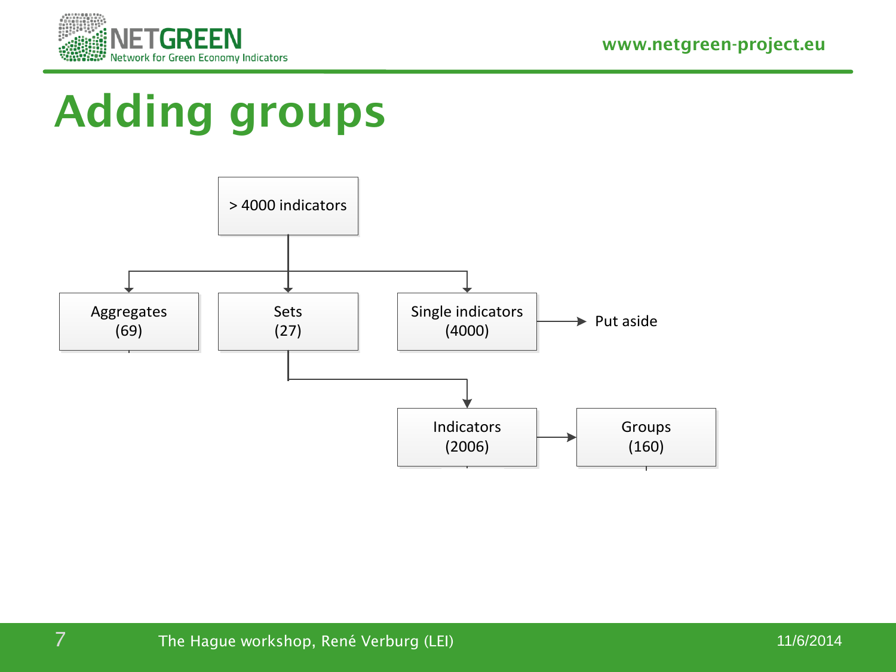# Adding groups

- > 4000 indicators
  - Aggregates (69)
  - Sets (27)
    - Indicators (2006) → Groups (160)
  - Single indicators (4000) → Put aside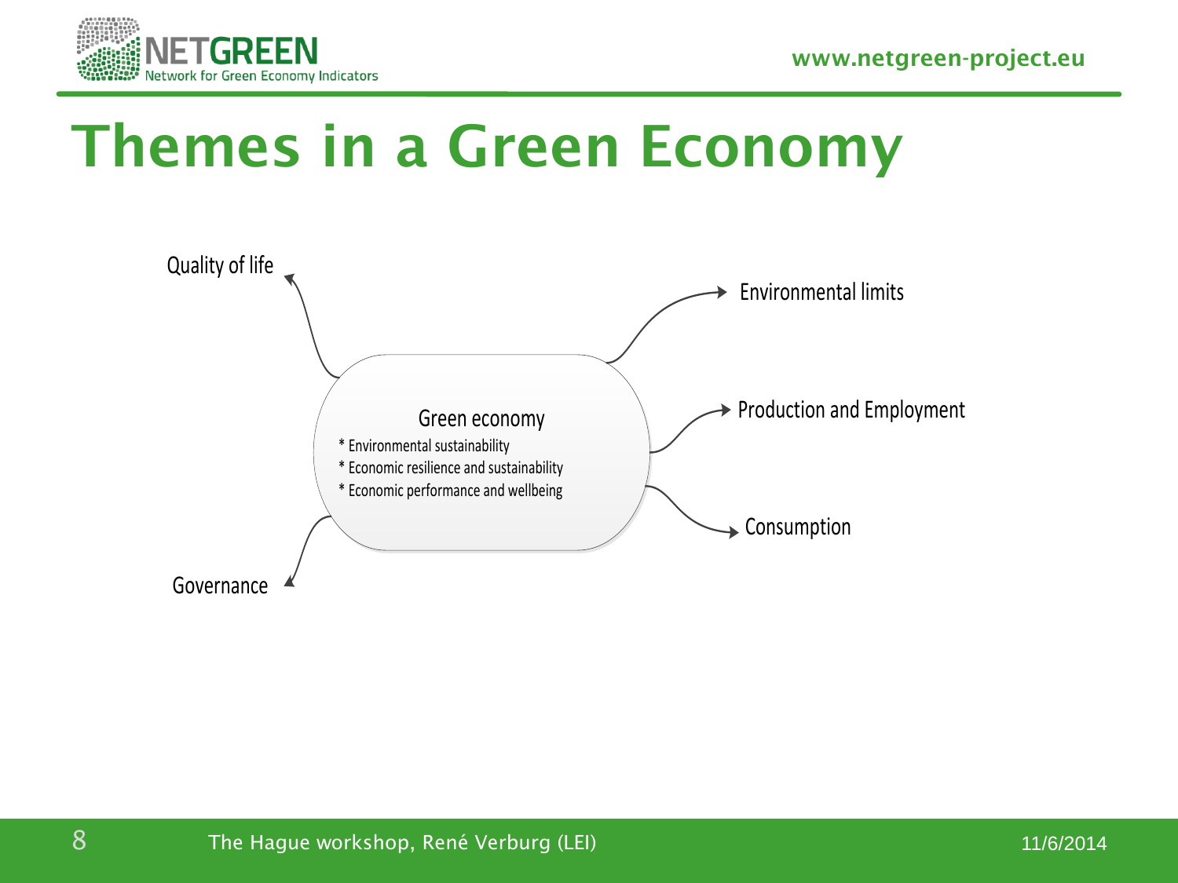# Themes in a Green Economy

Green economy

* Environmental sustainability
* Economic resilience and sustainability
* Economic performance and wellbeing

Quality of life

Environmental limits

Production and Employment

Consumption

Governance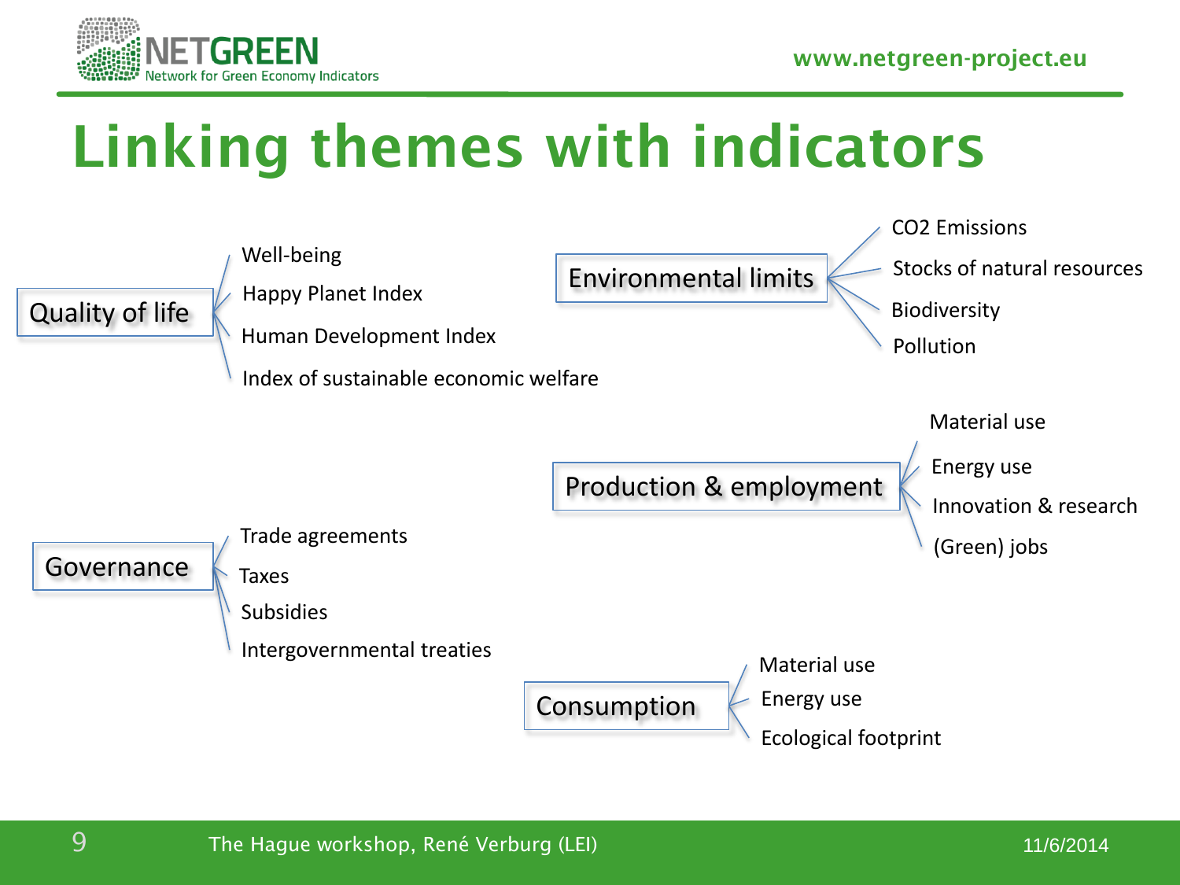# Linking themes with indicators

**Quality of life**
- Well-being
- Happy Planet Index
- Human Development Index
- Index of sustainable economic welfare

**Environmental limits**
- $CO_2$ Emissions
- Stocks of natural resources
- Biodiversity
- Pollution

**Production & employment**
- Material use
- Energy use
- Innovation & research
- (Green) jobs

**Governance**
- Trade agreements
- Taxes
- Subsidies
- Intergovernmental treaties

**Consumption**
- Material use
- Energy use
- Ecological footprint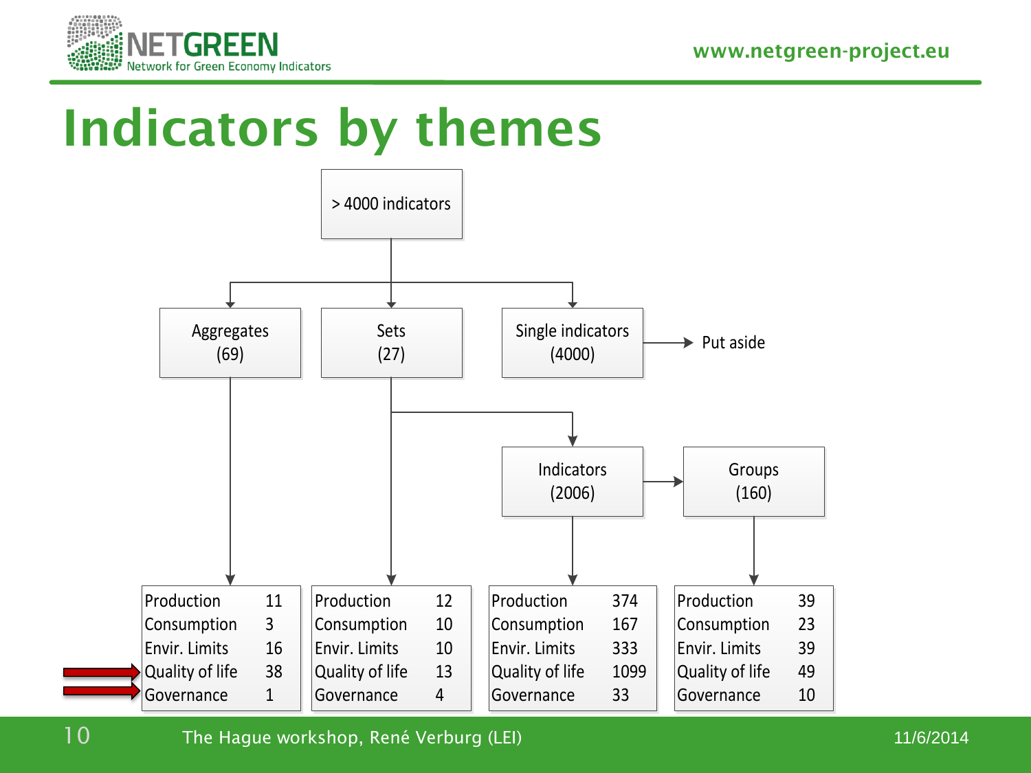# Indicators by themes

> 4000 indicators

- Aggregates (69)
- Sets (27)
  - Indicators (2006) → Groups (160)
- Single indicators (4000) → Put aside

**Aggregates (69)**

| Theme | Count |
|---|---|
| Production | 11 |
| Consumption | 3 |
| Envir. Limits | 16 |
| Quality of life | 38 |
| Governance | 1 |

**Sets (27)**

| Theme | Count |
|---|---|
| Production | 12 |
| Consumption | 10 |
| Envir. Limits | 10 |
| Quality of life | 13 |
| Governance | 4 |

**Indicators (2006)**

| Theme | Count |
|---|---|
| Production | 374 |
| Consumption | 167 |
| Envir. Limits | 333 |
| Quality of life | 1099 |
| Governance | 33 |

**Groups (160)**

| Theme | Count |
|---|---|
| Production | 39 |
| Consumption | 23 |
| Envir. Limits | 39 |
| Quality of life | 49 |
| Governance | 10 |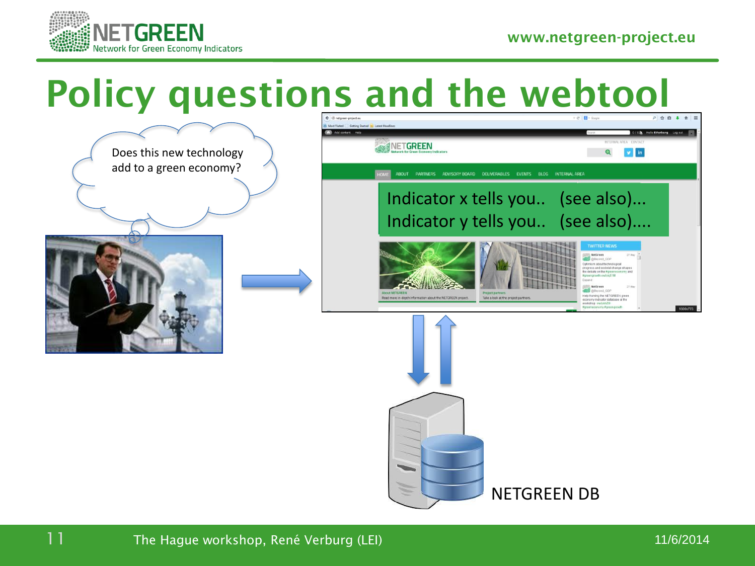# Policy questions and the webtool

Does this new technology add to a green economy?

Indicator x tells you.. (see also)...
Indicator y tells you.. (see also)....

NETGREEN DB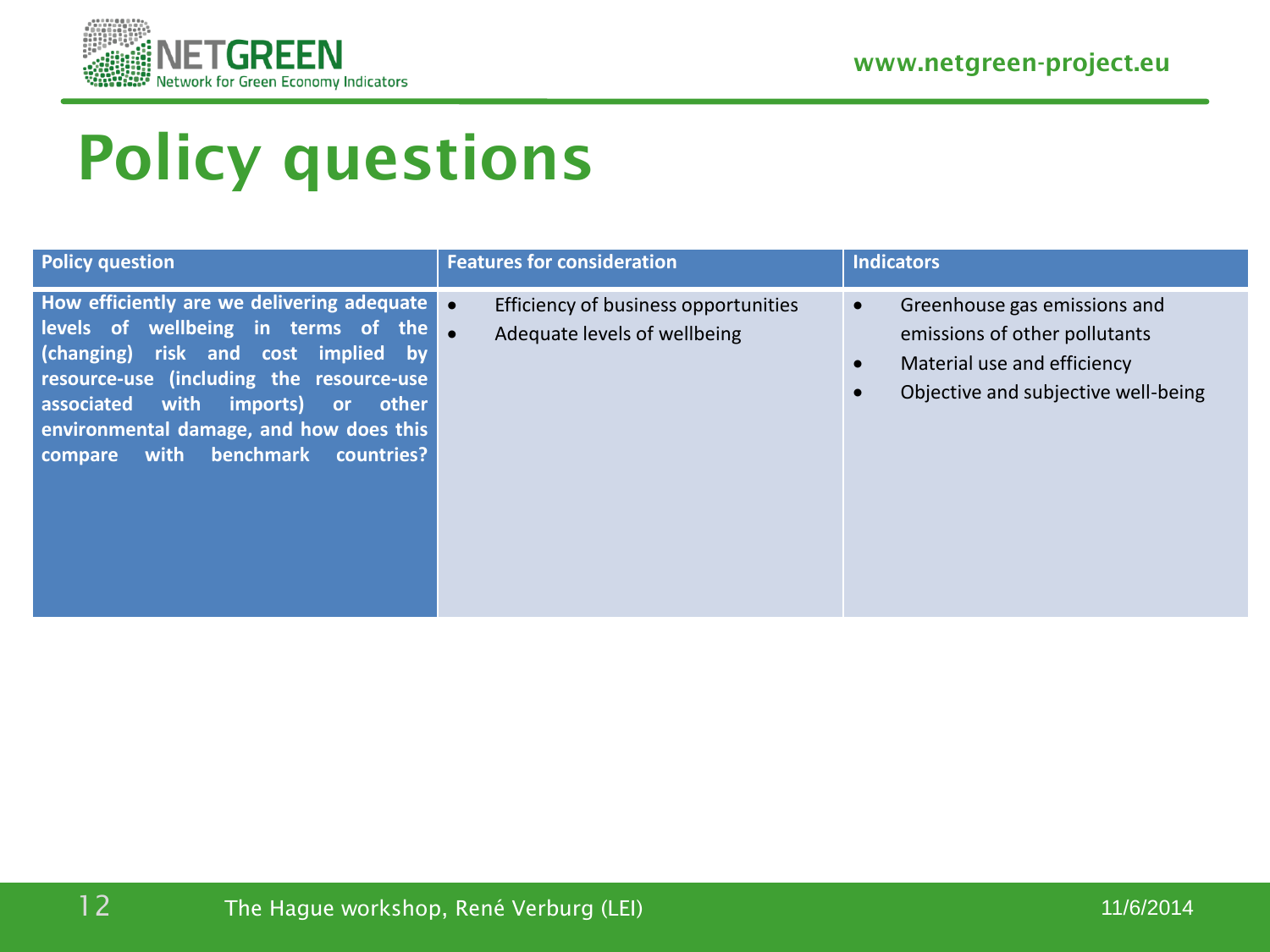# Policy questions

| Policy question | Features for consideration | Indicators |
| --- | --- | --- |
| **How efficiently are we delivering adequate levels of wellbeing in terms of the (changing) risk and cost implied by resource-use (including the resource-use associated with imports) or other environmental damage, and how does this compare with benchmark countries?** | • Efficiency of business opportunities<br>• Adequate levels of wellbeing | • Greenhouse gas emissions and emissions of other pollutants<br>• Material use and efficiency<br>• Objective and subjective well-being |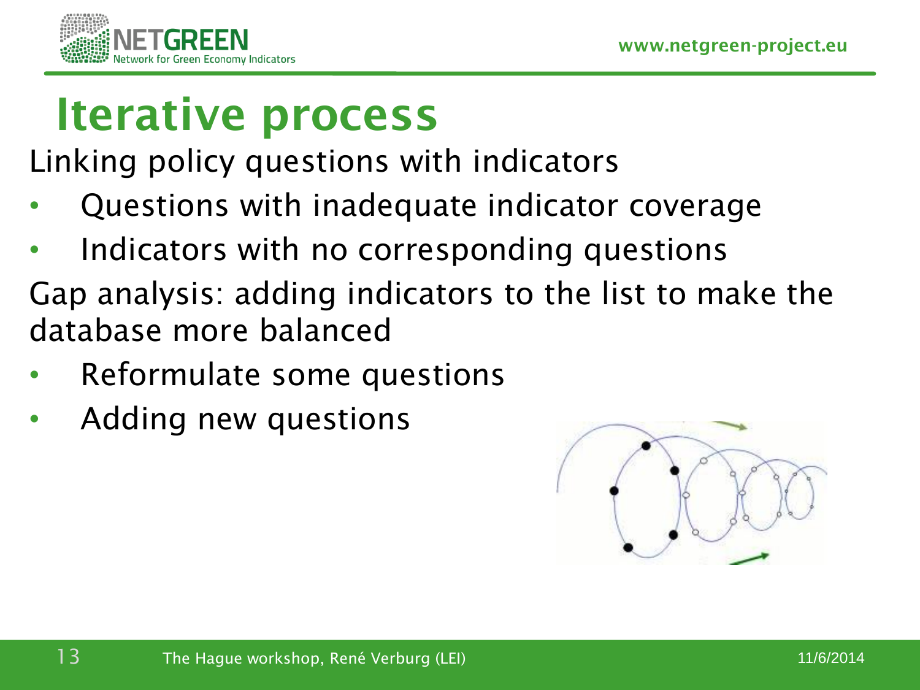# Iterative process

Linking policy questions with indicators

- Questions with inadequate indicator coverage
- Indicators with no corresponding questions

Gap analysis: adding indicators to the list to make the database more balanced

- Reformulate some questions
- Adding new questions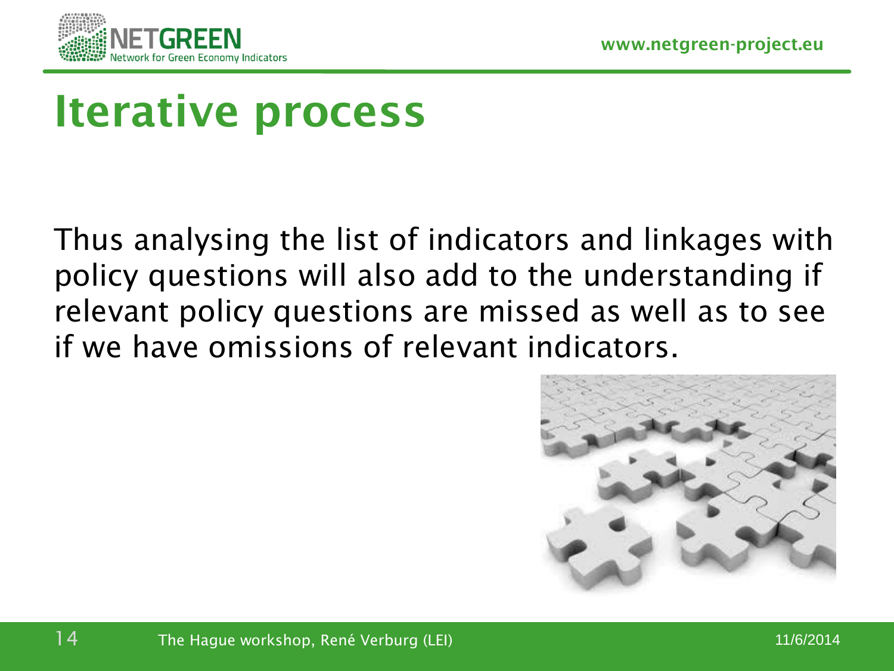# Iterative process

Thus analysing the list of indicators and linkages with policy questions will also add to the understanding if relevant policy questions are missed as well as to see if we have omissions of relevant indicators.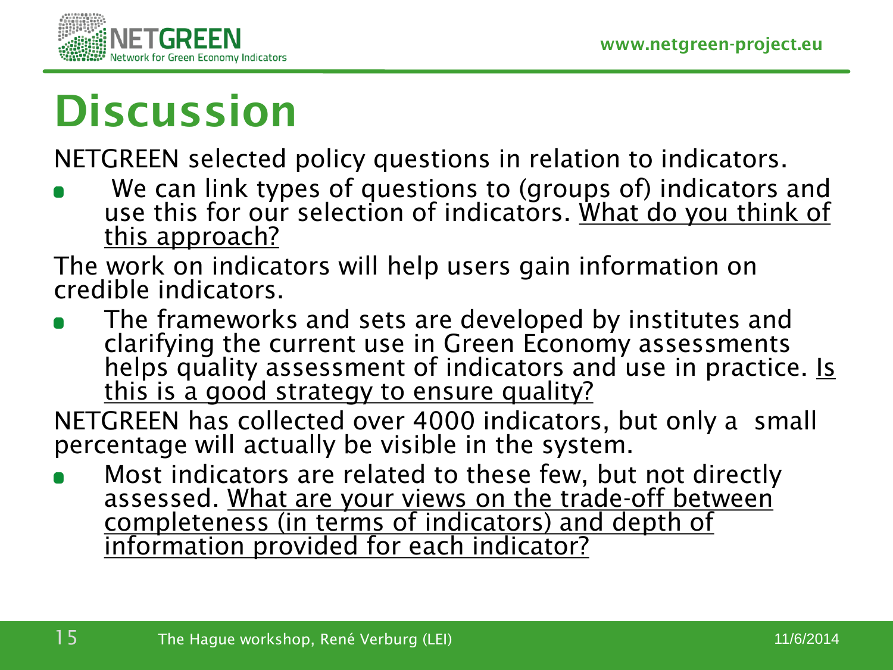# Discussion

NETGREEN selected policy questions in relation to indicators.

- We can link types of questions to (groups of) indicators and use this for our selection of indicators. <u>What do you think of this approach?</u>

The work on indicators will help users gain information on credible indicators.

- The frameworks and sets are developed by institutes and clarifying the current use in Green Economy assessments helps quality assessment of indicators and use in practice. <u>Is this is a good strategy to ensure quality?</u>

NETGREEN has collected over 4000 indicators, but only a small percentage will actually be visible in the system.

- Most indicators are related to these few, but not directly assessed. <u>What are your views on the trade-off between completeness (in terms of indicators) and depth of information provided for each indicator?</u>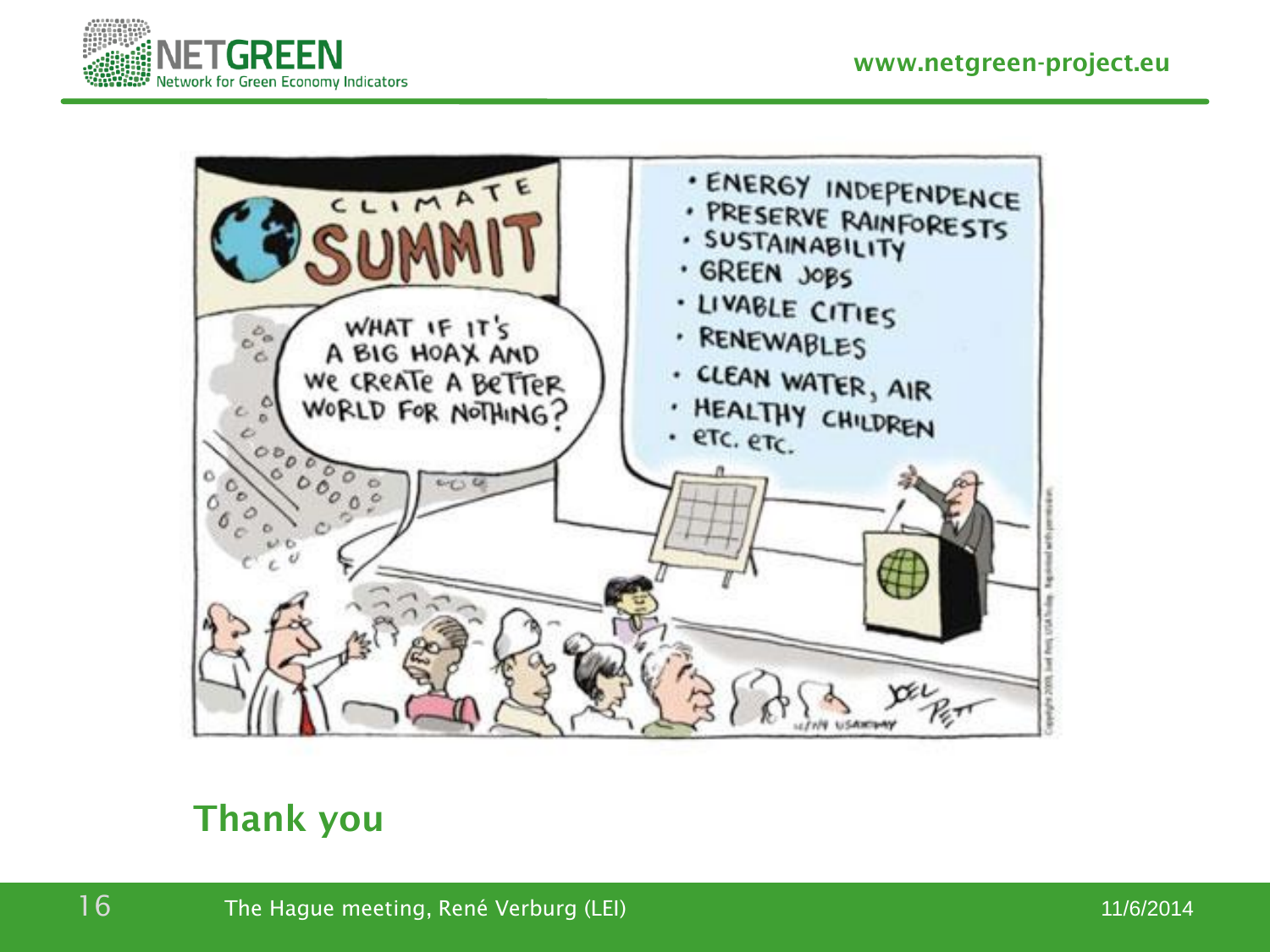CLIMATE SUMMIT

WHAT IF IT'S A BIG HOAX AND WE CREATE A BETTER WORLD FOR NOTHING?

- ENERGY INDEPENDENCE
- PRESERVE RAINFORESTS
- SUSTAINABILITY
- GREEN JOBS
- LIVABLE CITIES
- RENEWABLES
- CLEAN WATER, AIR
- HEALTHY CHILDREN
- ETC. ETC.

## Thank you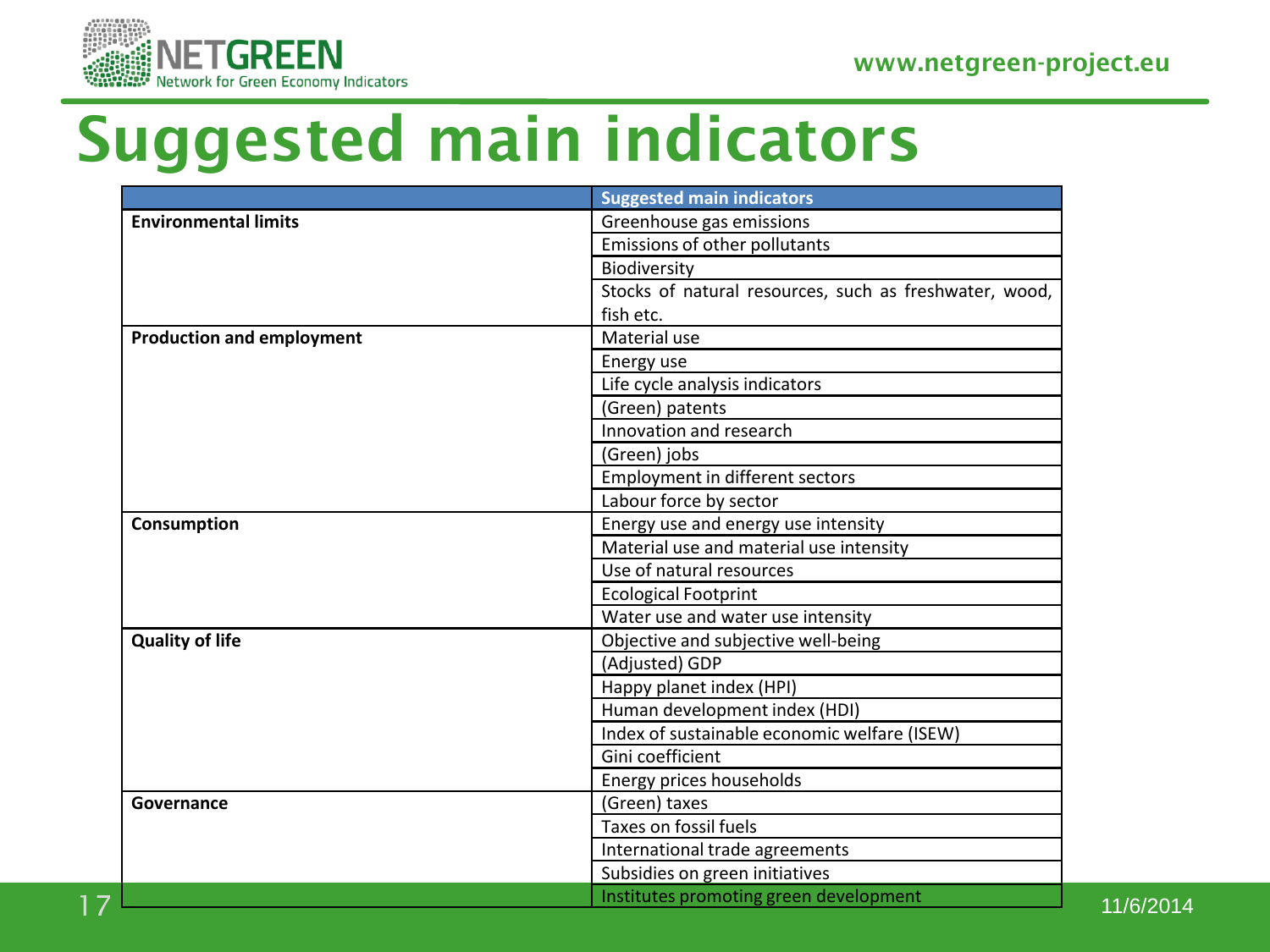# Suggested main indicators

| | Suggested main indicators |
|---|---|
| **Environmental limits** | Greenhouse gas emissions |
| | Emissions of other pollutants |
| | Biodiversity |
| | Stocks of natural resources, such as freshwater, wood, fish etc. |
| **Production and employment** | Material use |
| | Energy use |
| | Life cycle analysis indicators |
| | (Green) patents |
| | Innovation and research |
| | (Green) jobs |
| | Employment in different sectors |
| | Labour force by sector |
| **Consumption** | Energy use and energy use intensity |
| | Material use and material use intensity |
| | Use of natural resources |
| | Ecological Footprint |
| | Water use and water use intensity |
| **Quality of life** | Objective and subjective well-being |
| | (Adjusted) GDP |
| | Happy planet index (HPI) |
| | Human development index (HDI) |
| | Index of sustainable economic welfare (ISEW) |
| | Gini coefficient |
| | Energy prices households |
| **Governance** | (Green) taxes |
| | Taxes on fossil fuels |
| | International trade agreements |
| | Subsidies on green initiatives |
| | Institutes promoting green development |